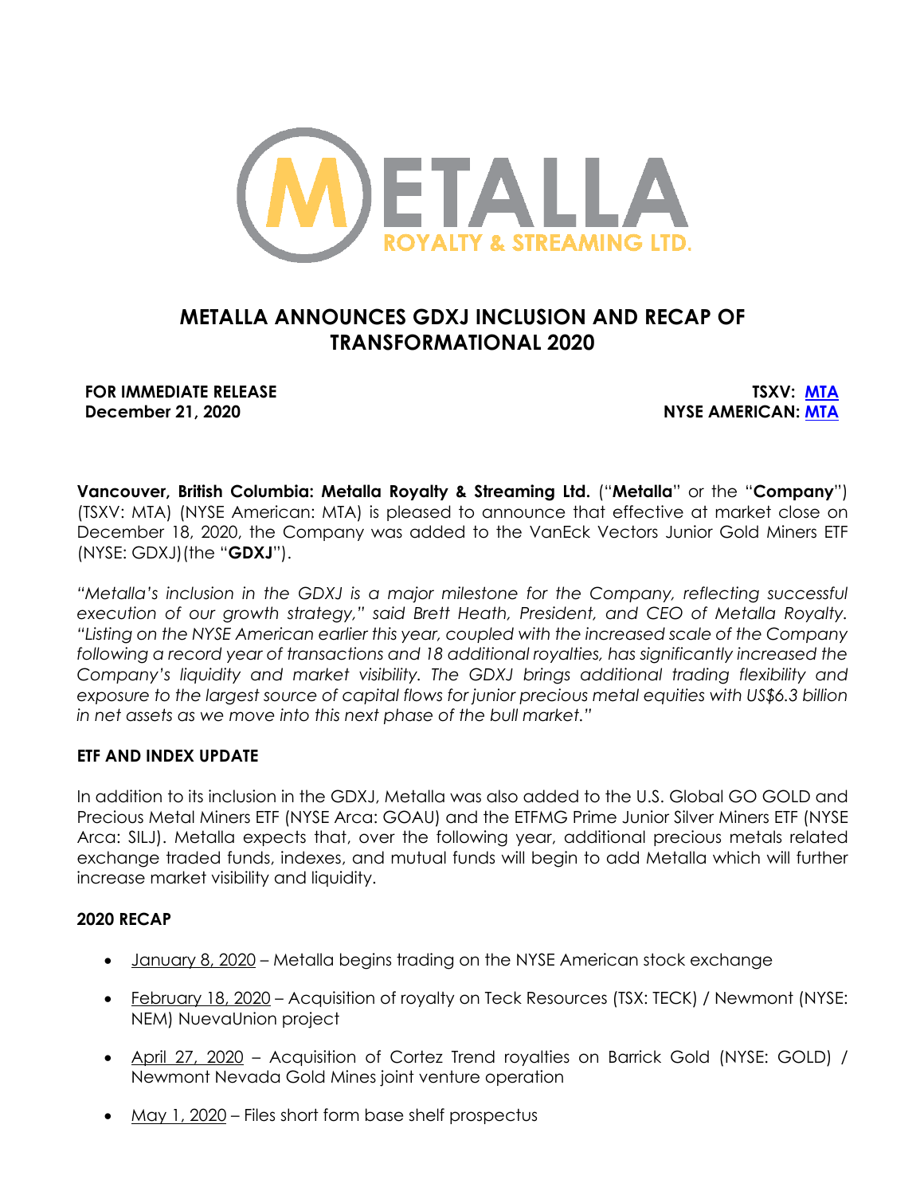# METALLA ANNOUNCES GDXJ INCLUSION AND RECAP OF TRANSFORMATIONAL 2020

**FOR IMMEDIATE RELEASE**
**December 21, 2020**

**TSXV: MTA**
**NYSE AMERICAN: MTA**

**Vancouver, British Columbia: Metalla Royalty & Streaming Ltd.** ("**Metalla**" or the "**Company**") (TSXV: MTA) (NYSE American: MTA) is pleased to announce that effective at market close on December 18, 2020, the Company was added to the VanEck Vectors Junior Gold Miners ETF (NYSE: GDXJ)(the "**GDXJ**").

*"Metalla's inclusion in the GDXJ is a major milestone for the Company, reflecting successful execution of our growth strategy," said Brett Heath, President, and CEO of Metalla Royalty. "Listing on the NYSE American earlier this year, coupled with the increased scale of the Company following a record year of transactions and 18 additional royalties, has significantly increased the Company's liquidity and market visibility. The GDXJ brings additional trading flexibility and exposure to the largest source of capital flows for junior precious metal equities with US$6.3 billion in net assets as we move into this next phase of the bull market."*

## ETF AND INDEX UPDATE

In addition to its inclusion in the GDXJ, Metalla was also added to the U.S. Global GO GOLD and Precious Metal Miners ETF (NYSE Arca: GOAU) and the ETFMG Prime Junior Silver Miners ETF (NYSE Arca: SILJ). Metalla expects that, over the following year, additional precious metals related exchange traded funds, indexes, and mutual funds will begin to add Metalla which will further increase market visibility and liquidity.

## 2020 RECAP

- January 8, 2020 – Metalla begins trading on the NYSE American stock exchange
- February 18, 2020 – Acquisition of royalty on Teck Resources (TSX: TECK) / Newmont (NYSE: NEM) NuevaUnion project
- April 27, 2020 – Acquisition of Cortez Trend royalties on Barrick Gold (NYSE: GOLD) / Newmont Nevada Gold Mines joint venture operation
- May 1, 2020 – Files short form base shelf prospectus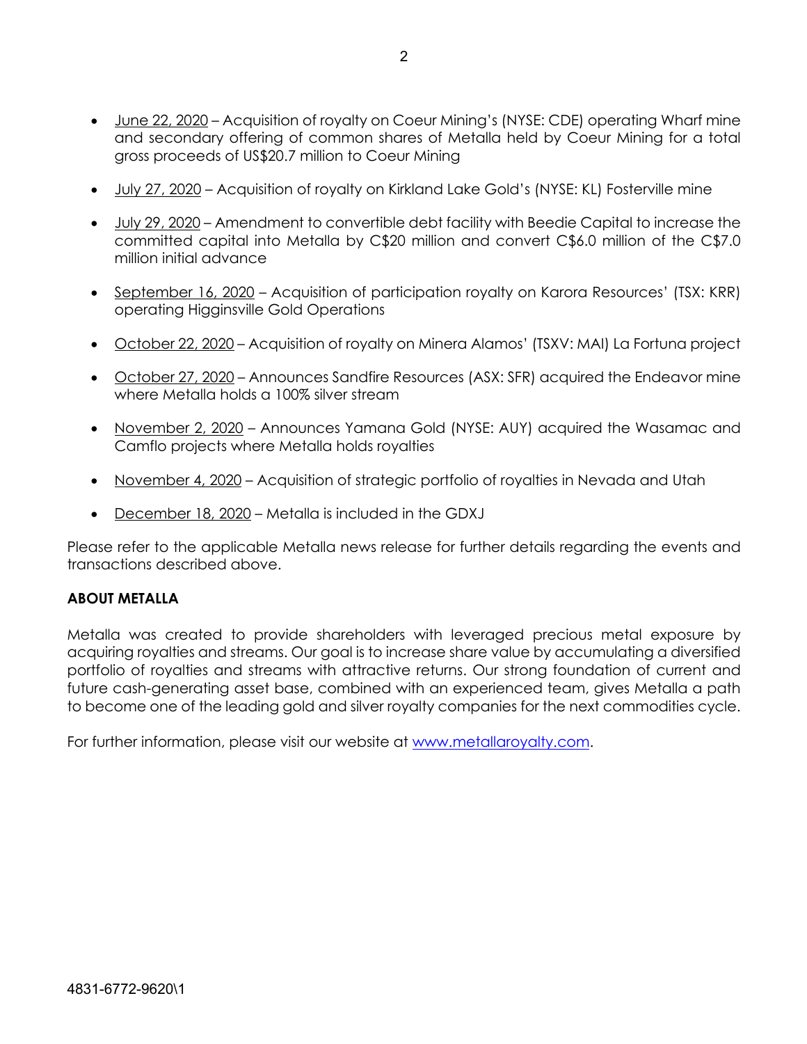- June 22, 2020 – Acquisition of royalty on Coeur Mining's (NYSE: CDE) operating Wharf mine and secondary offering of common shares of Metalla held by Coeur Mining for a total gross proceeds of US$20.7 million to Coeur Mining
- July 27, 2020 – Acquisition of royalty on Kirkland Lake Gold's (NYSE: KL) Fosterville mine
- July 29, 2020 – Amendment to convertible debt facility with Beedie Capital to increase the committed capital into Metalla by C$20 million and convert C$6.0 million of the C$7.0 million initial advance
- September 16, 2020 – Acquisition of participation royalty on Karora Resources' (TSX: KRR) operating Higginsville Gold Operations
- October 22, 2020 – Acquisition of royalty on Minera Alamos' (TSXV: MAI) La Fortuna project
- October 27, 2020 – Announces Sandfire Resources (ASX: SFR) acquired the Endeavor mine where Metalla holds a 100% silver stream
- November 2, 2020 – Announces Yamana Gold (NYSE: AUY) acquired the Wasamac and Camflo projects where Metalla holds royalties
- November 4, 2020 – Acquisition of strategic portfolio of royalties in Nevada and Utah
- December 18, 2020 – Metalla is included in the GDXJ

Please refer to the applicable Metalla news release for further details regarding the events and transactions described above.

**ABOUT METALLA**

Metalla was created to provide shareholders with leveraged precious metal exposure by acquiring royalties and streams. Our goal is to increase share value by accumulating a diversified portfolio of royalties and streams with attractive returns. Our strong foundation of current and future cash-generating asset base, combined with an experienced team, gives Metalla a path to become one of the leading gold and silver royalty companies for the next commodities cycle.

For further information, please visit our website at [www.metallaroyalty.com](www.metallaroyalty.com).

4831-6772-9620\1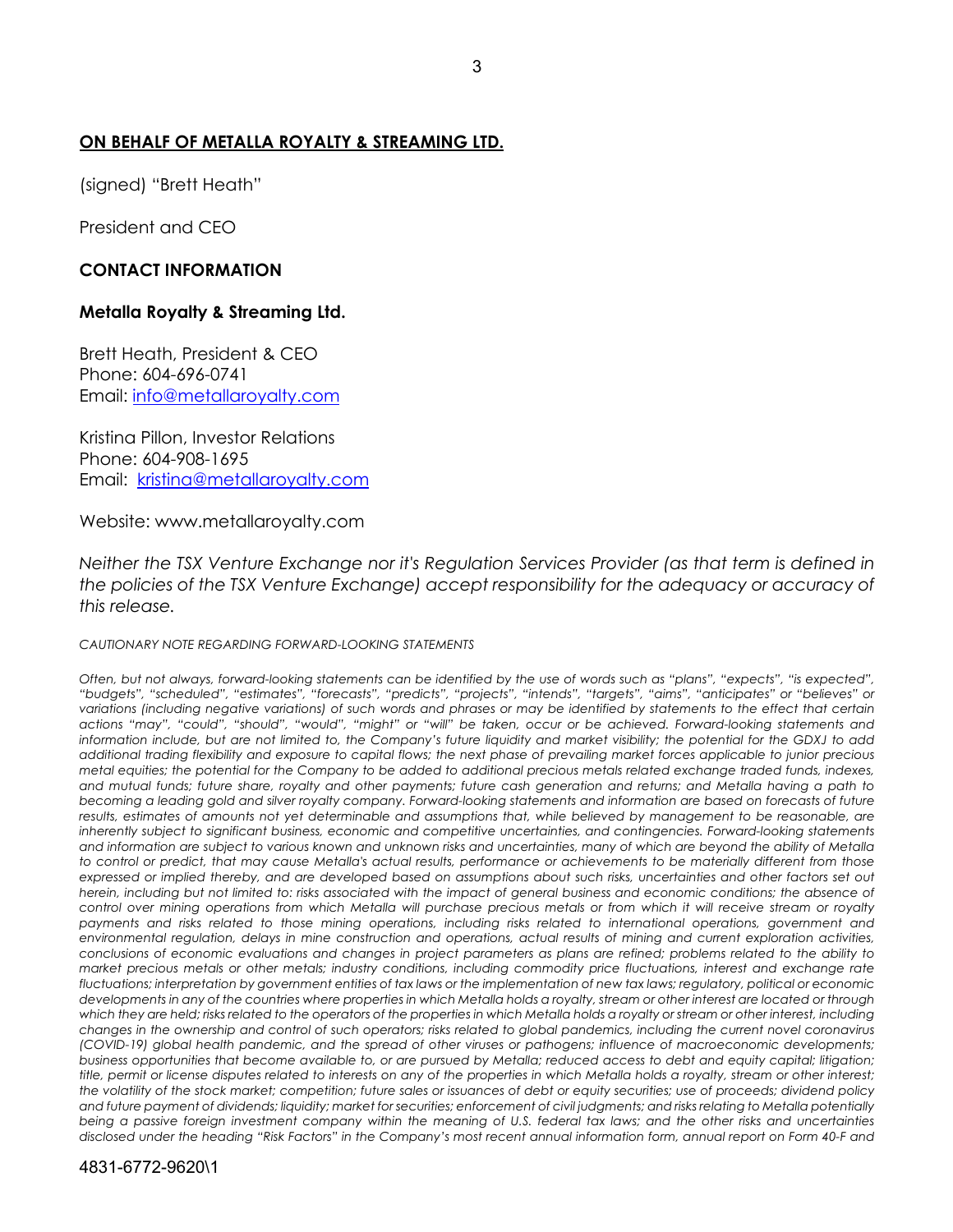**ON BEHALF OF METALLA ROYALTY & STREAMING LTD.**

(signed) "Brett Heath"

President and CEO

**CONTACT INFORMATION**

**Metalla Royalty & Streaming Ltd.**

Brett Heath, President & CEO
Phone: 604-696-0741
Email: info@metallaroyalty.com

Kristina Pillon, Investor Relations
Phone: 604-908-1695
Email: kristina@metallaroyalty.com

Website: www.metallaroyalty.com

*Neither the TSX Venture Exchange nor it's Regulation Services Provider (as that term is defined in the policies of the TSX Venture Exchange) accept responsibility for the adequacy or accuracy of this release.*

*CAUTIONARY NOTE REGARDING FORWARD-LOOKING STATEMENTS*

*Often, but not always, forward-looking statements can be identified by the use of words such as "plans", "expects", "is expected", "budgets", "scheduled", "estimates", "forecasts", "predicts", "projects", "intends", "targets", "aims", "anticipates" or "believes" or variations (including negative variations) of such words and phrases or may be identified by statements to the effect that certain actions "may", "could", "should", "would", "might" or "will" be taken, occur or be achieved. Forward-looking statements and information include, but are not limited to, the Company's future liquidity and market visibility; the potential for the GDXJ to add additional trading flexibility and exposure to capital flows; the next phase of prevailing market forces applicable to junior precious metal equities; the potential for the Company to be added to additional precious metals related exchange traded funds, indexes, and mutual funds; future share, royalty and other payments; future cash generation and returns; and Metalla having a path to becoming a leading gold and silver royalty company. Forward-looking statements and information are based on forecasts of future results, estimates of amounts not yet determinable and assumptions that, while believed by management to be reasonable, are inherently subject to significant business, economic and competitive uncertainties, and contingencies. Forward-looking statements and information are subject to various known and unknown risks and uncertainties, many of which are beyond the ability of Metalla to control or predict, that may cause Metalla's actual results, performance or achievements to be materially different from those expressed or implied thereby, and are developed based on assumptions about such risks, uncertainties and other factors set out herein, including but not limited to: risks associated with the impact of general business and economic conditions; the absence of control over mining operations from which Metalla will purchase precious metals or from which it will receive stream or royalty payments and risks related to those mining operations, including risks related to international operations, government and environmental regulation, delays in mine construction and operations, actual results of mining and current exploration activities, conclusions of economic evaluations and changes in project parameters as plans are refined; problems related to the ability to market precious metals or other metals; industry conditions, including commodity price fluctuations, interest and exchange rate fluctuations; interpretation by government entities of tax laws or the implementation of new tax laws; regulatory, political or economic developments in any of the countries where properties in which Metalla holds a royalty, stream or other interest are located or through which they are held; risks related to the operators of the properties in which Metalla holds a royalty or stream or other interest, including changes in the ownership and control of such operators; risks related to global pandemics, including the current novel coronavirus (COVID-19) global health pandemic, and the spread of other viruses or pathogens; influence of macroeconomic developments; business opportunities that become available to, or are pursued by Metalla; reduced access to debt and equity capital; litigation; title, permit or license disputes related to interests on any of the properties in which Metalla holds a royalty, stream or other interest; the volatility of the stock market; competition; future sales or issuances of debt or equity securities; use of proceeds; dividend policy and future payment of dividends; liquidity; market for securities; enforcement of civil judgments; and risks relating to Metalla potentially being a passive foreign investment company within the meaning of U.S. federal tax laws; and the other risks and uncertainties disclosed under the heading "Risk Factors" in the Company's most recent annual information form, annual report on Form 40-F and*

4831-6772-9620\1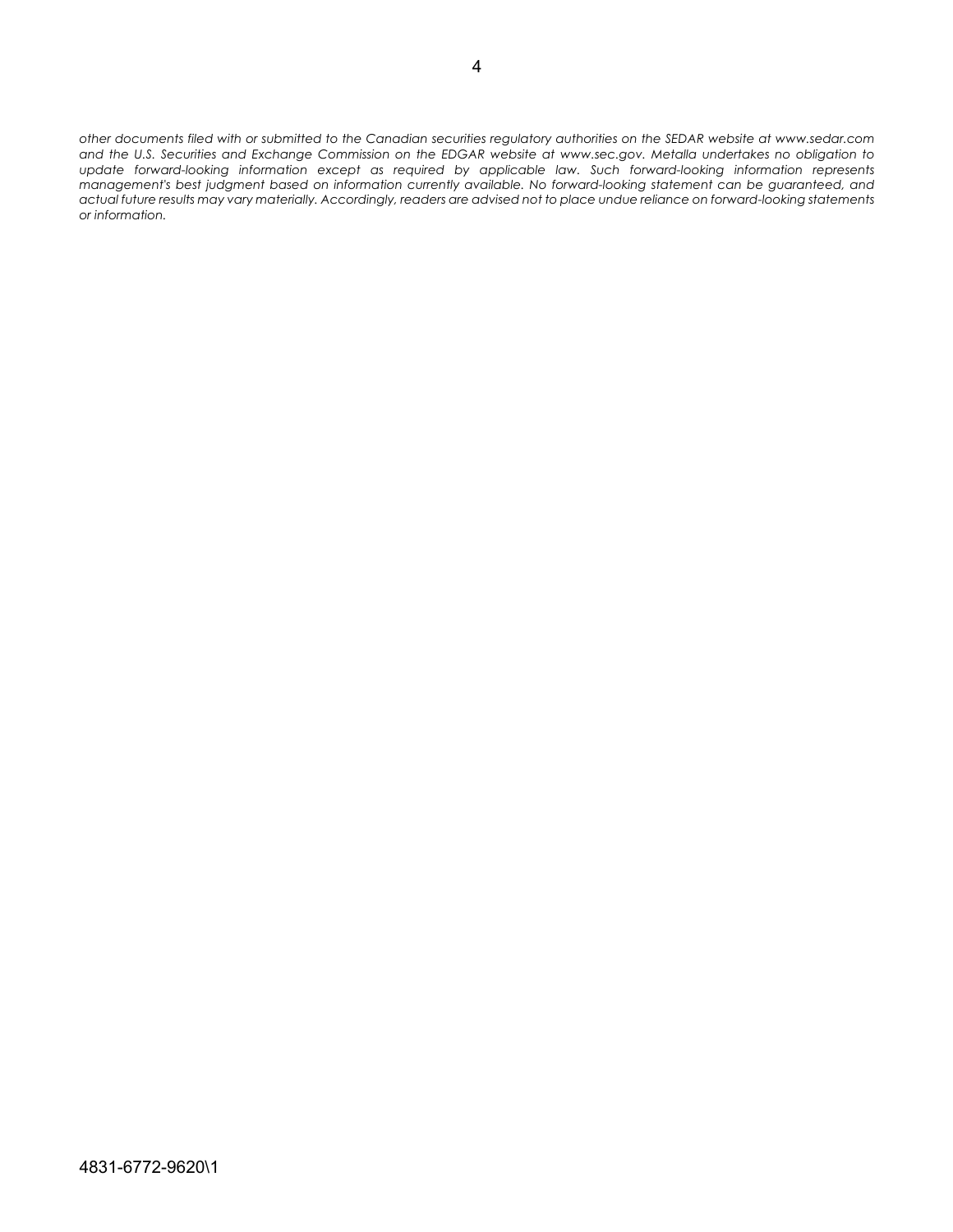*other documents filed with or submitted to the Canadian securities regulatory authorities on the SEDAR website at www.sedar.com and the U.S. Securities and Exchange Commission on the EDGAR website at www.sec.gov. Metalla undertakes no obligation to update forward-looking information except as required by applicable law. Such forward-looking information represents management's best judgment based on information currently available. No forward-looking statement can be guaranteed, and actual future results may vary materially. Accordingly, readers are advised not to place undue reliance on forward-looking statements or information.*

4831-6772-9620\1